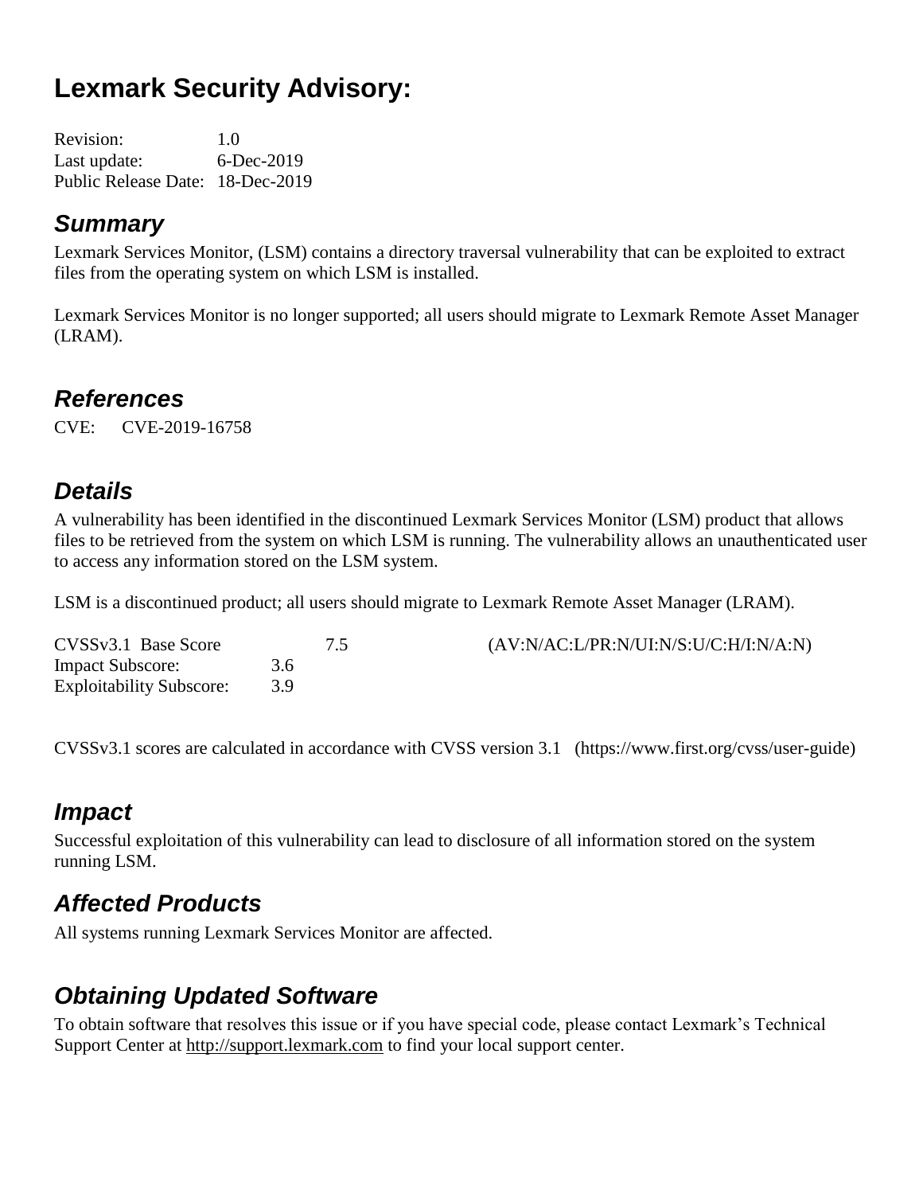# Lexmark Security Advisory:

Revision: 1.0
Last update: 6-Dec-2019
Public Release Date: 18-Dec-2019

## *Summary*

Lexmark Services Monitor, (LSM) contains a directory traversal vulnerability that can be exploited to extract files from the operating system on which LSM is installed.

Lexmark Services Monitor is no longer supported; all users should migrate to Lexmark Remote Asset Manager (LRAM).

## *References*

CVE: CVE-2019-16758

## *Details*

A vulnerability has been identified in the discontinued Lexmark Services Monitor (LSM) product that allows files to be retrieved from the system on which LSM is running. The vulnerability allows an unauthenticated user to access any information stored on the LSM system.

LSM is a discontinued product; all users should migrate to Lexmark Remote Asset Manager (LRAM).

CVSSv3.1 Base Score 7.5 (AV:N/AC:L/PR:N/UI:N/S:U/C:H/I:N/A:N)
Impact Subscore: 3.6
Exploitability Subscore: 3.9

CVSSv3.1 scores are calculated in accordance with CVSS version 3.1 (https://www.first.org/cvss/user-guide)

## *Impact*

Successful exploitation of this vulnerability can lead to disclosure of all information stored on the system running LSM.

## *Affected Products*

All systems running Lexmark Services Monitor are affected.

## *Obtaining Updated Software*

To obtain software that resolves this issue or if you have special code, please contact Lexmark's Technical Support Center at http://support.lexmark.com to find your local support center.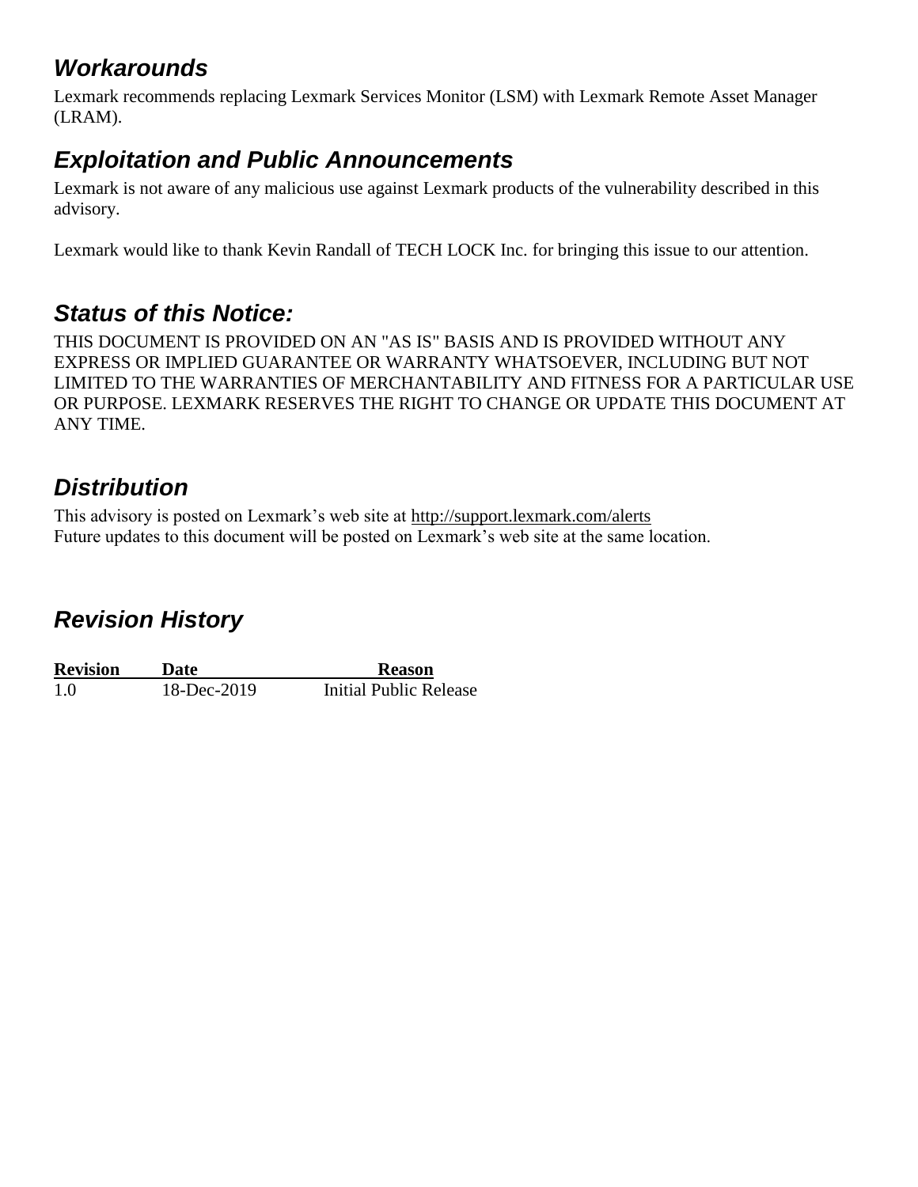## *Workarounds*

Lexmark recommends replacing Lexmark Services Monitor (LSM) with Lexmark Remote Asset Manager (LRAM).

## *Exploitation and Public Announcements*

Lexmark is not aware of any malicious use against Lexmark products of the vulnerability described in this advisory.

Lexmark would like to thank Kevin Randall of TECH LOCK Inc. for bringing this issue to our attention.

## *Status of this Notice:*

THIS DOCUMENT IS PROVIDED ON AN "AS IS" BASIS AND IS PROVIDED WITHOUT ANY EXPRESS OR IMPLIED GUARANTEE OR WARRANTY WHATSOEVER, INCLUDING BUT NOT LIMITED TO THE WARRANTIES OF MERCHANTABILITY AND FITNESS FOR A PARTICULAR USE OR PURPOSE. LEXMARK RESERVES THE RIGHT TO CHANGE OR UPDATE THIS DOCUMENT AT ANY TIME.

## *Distribution*

This advisory is posted on Lexmark's web site at http://support.lexmark.com/alerts
Future updates to this document will be posted on Lexmark's web site at the same location.

## *Revision History*

| Revision | Date | Reason |
| --- | --- | --- |
| 1.0 | 18-Dec-2019 | Initial Public Release |